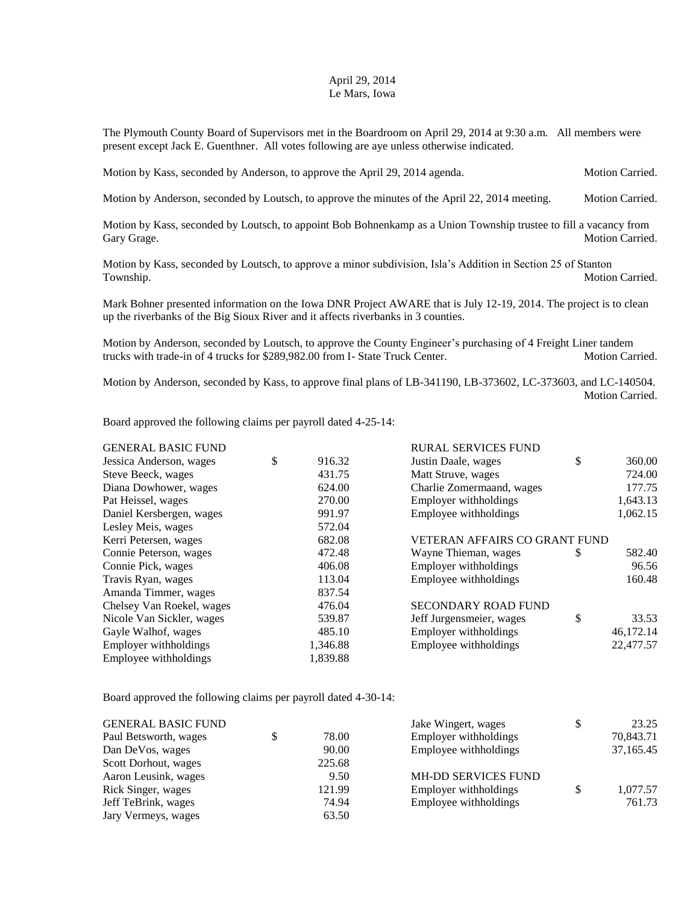April 29, 2014
Le Mars, Iowa

The Plymouth County Board of Supervisors met in the Boardroom on April 29, 2014 at 9:30 a.m. All members were present except Jack E. Guenthner. All votes following are aye unless otherwise indicated.

Motion by Kass, seconded by Anderson, to approve the April 29, 2014 agenda. Motion Carried.

Motion by Anderson, seconded by Loutsch, to approve the minutes of the April 22, 2014 meeting. Motion Carried.

Motion by Kass, seconded by Loutsch, to appoint Bob Bohnenkamp as a Union Township trustee to fill a vacancy from Gary Grage. Motion Carried.

Motion by Kass, seconded by Loutsch, to approve a minor subdivision, Isla's Addition in Section 25 of Stanton Township. Motion Carried.

Mark Bohner presented information on the Iowa DNR Project AWARE that is July 12-19, 2014. The project is to clean up the riverbanks of the Big Sioux River and it affects riverbanks in 3 counties.

Motion by Anderson, seconded by Loutsch, to approve the County Engineer's purchasing of 4 Freight Liner tandem trucks with trade-in of 4 trucks for $289,982.00 from I- State Truck Center. Motion Carried.

Motion by Anderson, seconded by Kass, to approve final plans of LB-341190, LB-373602, LC-373603, and LC-140504. Motion Carried.

Board approved the following claims per payroll dated 4-25-14:

| GENERAL BASIC FUND | |
|---|---|
| Jessica Anderson, wages | $ 916.32 |
| Steve Beeck, wages | 431.75 |
| Diana Dowhower, wages | 624.00 |
| Pat Heissel, wages | 270.00 |
| Daniel Kersbergen, wages | 991.97 |
| Lesley Meis, wages | 572.04 |
| Kerri Petersen, wages | 682.08 |
| Connie Peterson, wages | 472.48 |
| Connie Pick, wages | 406.08 |
| Travis Ryan, wages | 113.04 |
| Amanda Timmer, wages | 837.54 |
| Chelsey Van Roekel, wages | 476.04 |
| Nicole Van Sickler, wages | 539.87 |
| Gayle Walhof, wages | 485.10 |
| Employer withholdings | 1,346.88 |
| Employee withholdings | 1,839.88 |

| RURAL SERVICES FUND | |
|---|---|
| Justin Daale, wages | $ 360.00 |
| Matt Struve, wages | 724.00 |
| Charlie Zomermaand, wages | 177.75 |
| Employer withholdings | 1,643.13 |
| Employee withholdings | 1,062.15 |

| VETERAN AFFAIRS CO GRANT FUND | |
|---|---|
| Wayne Thieman, wages | $ 582.40 |
| Employer withholdings | 96.56 |
| Employee withholdings | 160.48 |

| SECONDARY ROAD FUND | |
|---|---|
| Jeff Jurgensmeier, wages | $ 33.53 |
| Employer withholdings | 46,172.14 |
| Employee withholdings | 22,477.57 |

Board approved the following claims per payroll dated 4-30-14:

| GENERAL BASIC FUND | |
|---|---|
| Paul Betsworth, wages | $ 78.00 |
| Dan DeVos, wages | 90.00 |
| Scott Dorhout, wages | 225.68 |
| Aaron Leusink, wages | 9.50 |
| Rick Singer, wages | 121.99 |
| Jeff TeBrink, wages | 74.94 |
| Jary Vermeys, wages | 63.50 |
| Jake Wingert, wages | $ 23.25 |
| Employer withholdings | 70,843.71 |
| Employee withholdings | 37,165.45 |

| MH-DD SERVICES FUND | |
|---|---|
| Employer withholdings | $ 1,077.57 |
| Employee withholdings | 761.73 |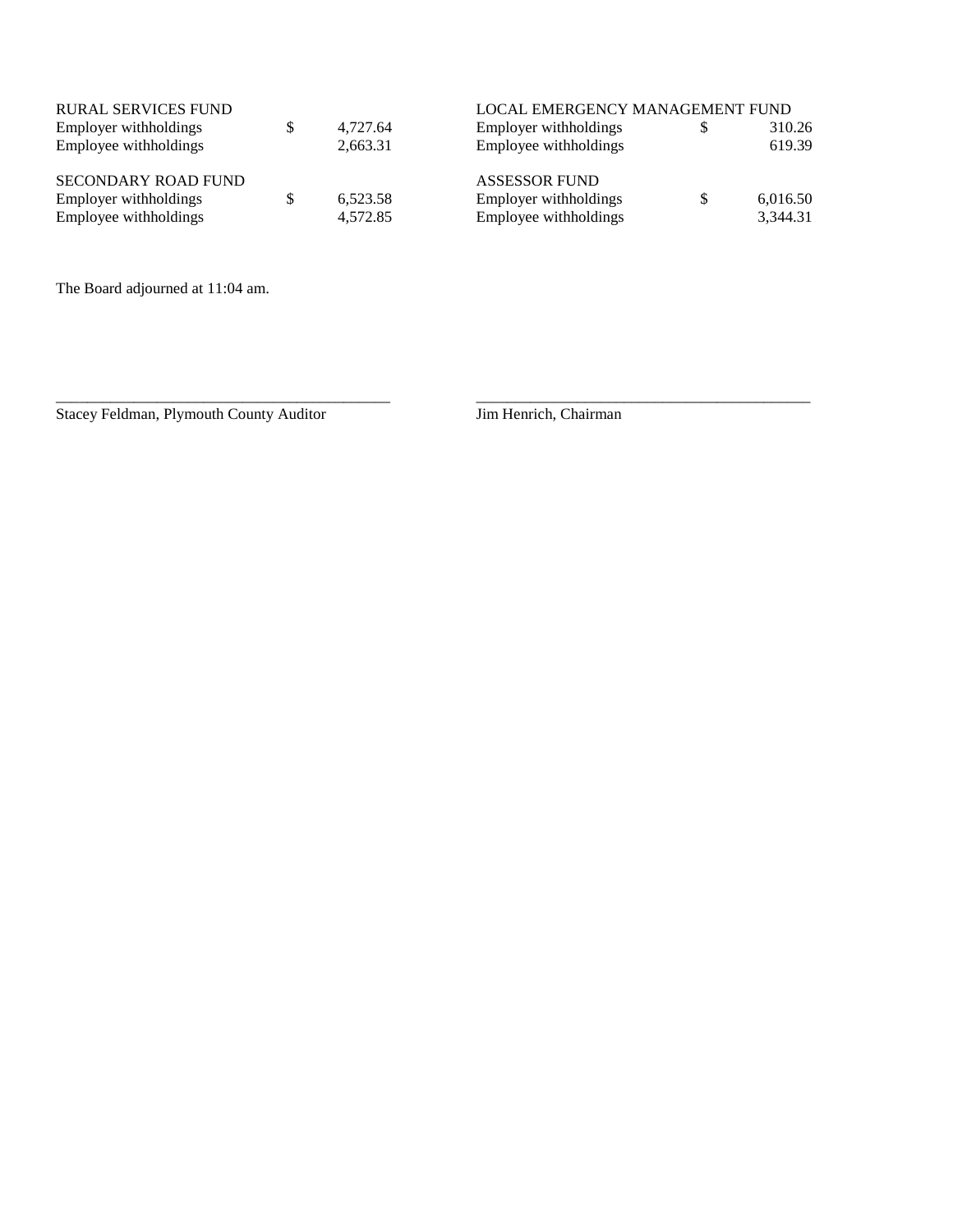RURAL SERVICES FUND

| | | |
|---|---|---|
| Employer withholdings | $ | 4,727.64 |
| Employee withholdings | | 2,663.31 |

SECONDARY ROAD FUND

| | | |
|---|---|---|
| Employer withholdings | $ | 6,523.58 |
| Employee withholdings | | 4,572.85 |

LOCAL EMERGENCY MANAGEMENT FUND

| | | |
|---|---|---|
| Employer withholdings | $ | 310.26 |
| Employee withholdings | | 619.39 |

ASSESSOR FUND

| | | |
|---|---|---|
| Employer withholdings | $ | 6,016.50 |
| Employee withholdings | | 3,344.31 |

The Board adjourned at 11:04 am.

___________________________________________
Stacey Feldman, Plymouth County Auditor

___________________________________________
Jim Henrich, Chairman